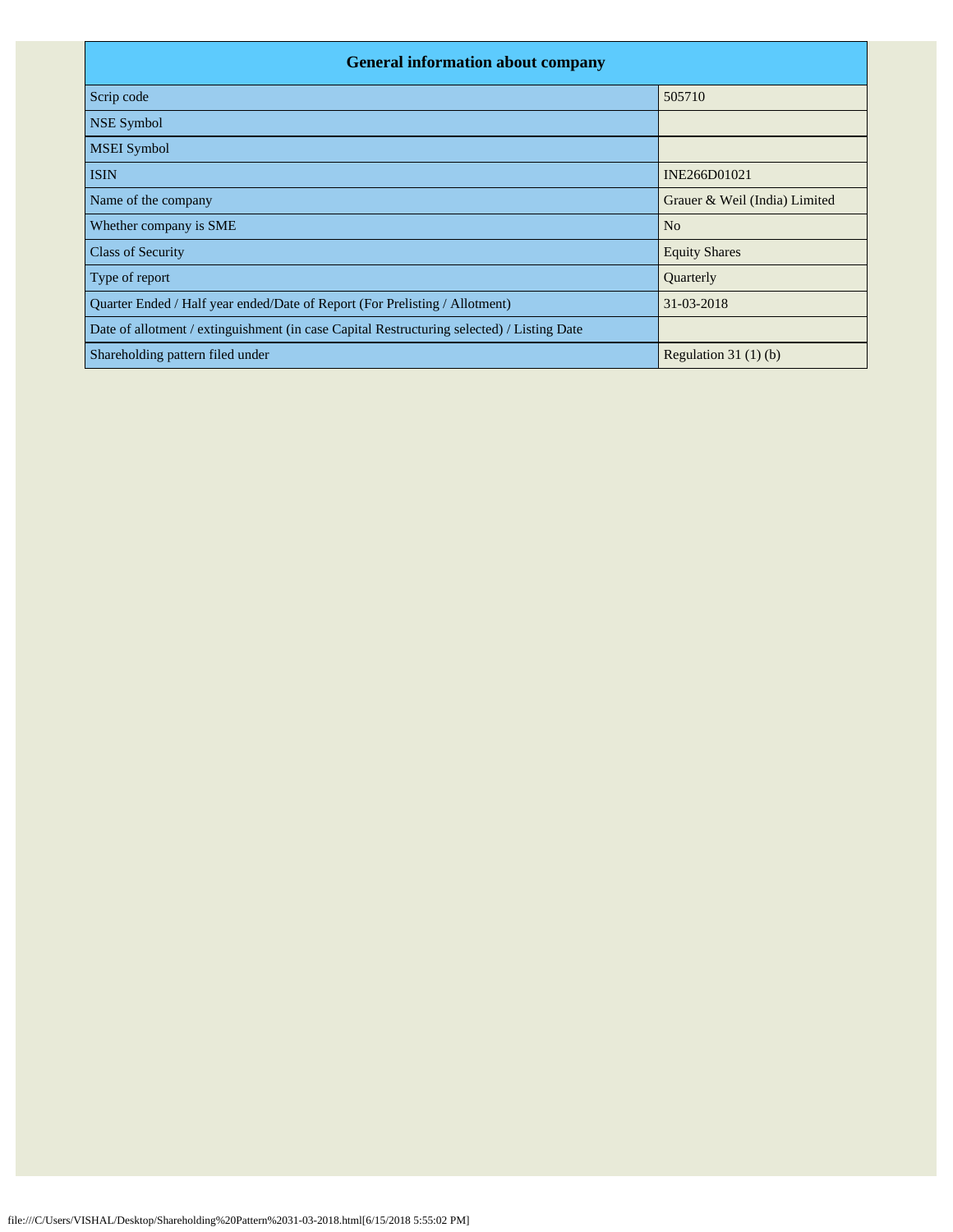| General information about company | |
|---|---|
| Scrip code | 505710 |
| NSE Symbol | |
| MSEI Symbol | |
| ISIN | INE266D01021 |
| Name of the company | Grauer & Weil (India) Limited |
| Whether company is SME | No |
| Class of Security | Equity Shares |
| Type of report | Quarterly |
| Quarter Ended / Half year ended/Date of Report (For Prelisting / Allotment) | 31-03-2018 |
| Date of allotment / extinguishment (in case Capital Restructuring selected) / Listing Date | |
| Shareholding pattern filed under | Regulation 31 (1) (b) |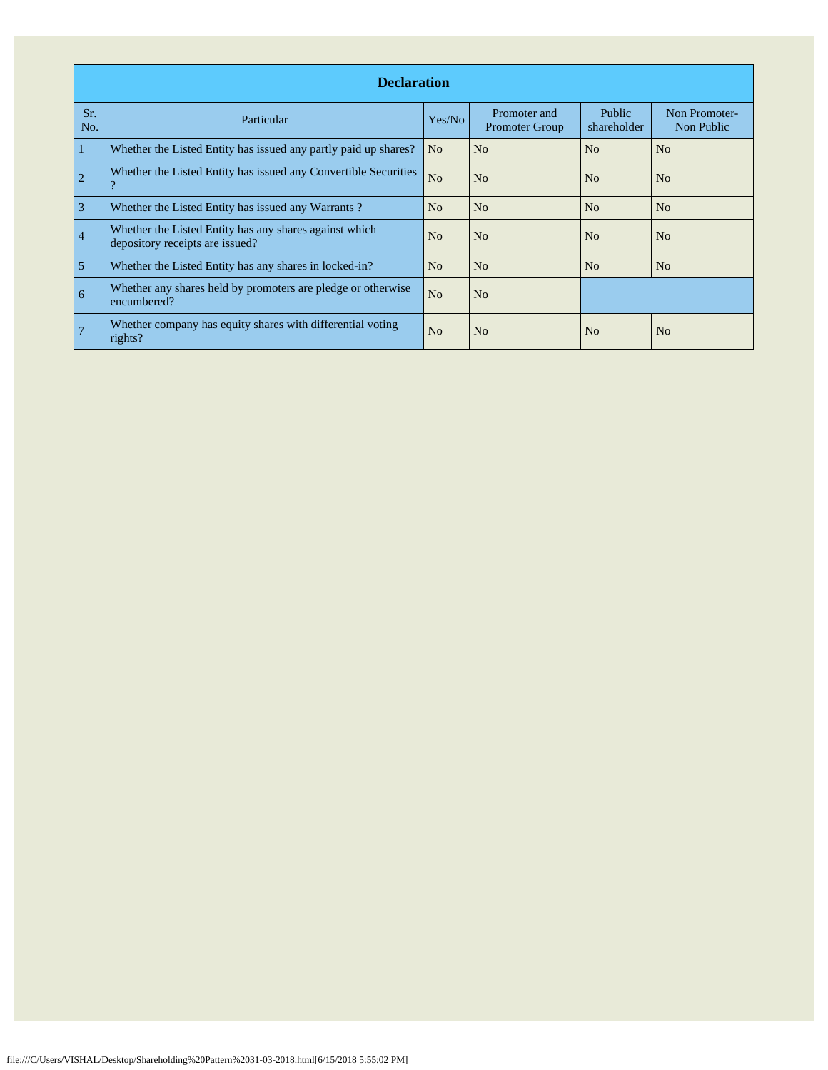| Declaration | | | | | |
|---|---|---|---|---|---|
| Sr. No. | Particular | Yes/No | Promoter and Promoter Group | Public shareholder | Non Promoter- Non Public |
| 1 | Whether the Listed Entity has issued any partly paid up shares? | No | No | No | No |
| 2 | Whether the Listed Entity has issued any Convertible Securities ? | No | No | No | No |
| 3 | Whether the Listed Entity has issued any Warrants ? | No | No | No | No |
| 4 | Whether the Listed Entity has any shares against which depository receipts are issued? | No | No | No | No |
| 5 | Whether the Listed Entity has any shares in locked-in? | No | No | No | No |
| 6 | Whether any shares held by promoters are pledge or otherwise encumbered? | No | No | | |
| 7 | Whether company has equity shares with differential voting rights? | No | No | No | No |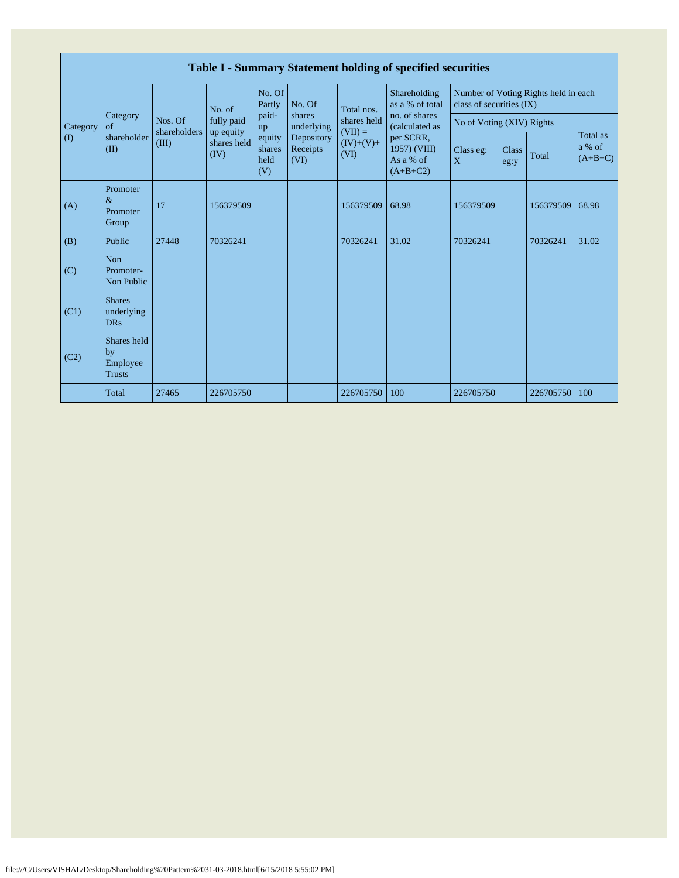## Table I - Summary Statement holding of specified securities

| Category (I) | Category of shareholder (II) | Nos. Of shareholders (III) | No. of fully paid up equity shares held (IV) | No. Of Partly paid-up equity shares held (V) | No. Of shares underlying Depository Receipts (VI) | Total nos. shares held (VII) = (IV)+(V)+ (VI) | Shareholding as a % of total no. of shares (calculated as per SCRR, 1957) (VIII) As a % of (A+B+C2) | Number of Voting Rights held in each class of securities (IX) | | | |
|---|---|---|---|---|---|---|---|---|---|---|---|
| | | | | | | | | No of Voting (XIV) Rights | | | Total as a % of (A+B+C) |
| | | | | | | | | Class eg: X | Class eg:y | Total | |
| (A) | Promoter & Promoter Group | 17 | 156379509 | | | 156379509 | 68.98 | 156379509 | | 156379509 | 68.98 |
| (B) | Public | 27448 | 70326241 | | | 70326241 | 31.02 | 70326241 | | 70326241 | 31.02 |
| (C) | Non Promoter- Non Public | | | | | | | | | | |
| (C1) | Shares underlying DRs | | | | | | | | | | |
| (C2) | Shares held by Employee Trusts | | | | | | | | | | |
| | Total | 27465 | 226705750 | | | 226705750 | 100 | 226705750 | | 226705750 | 100 |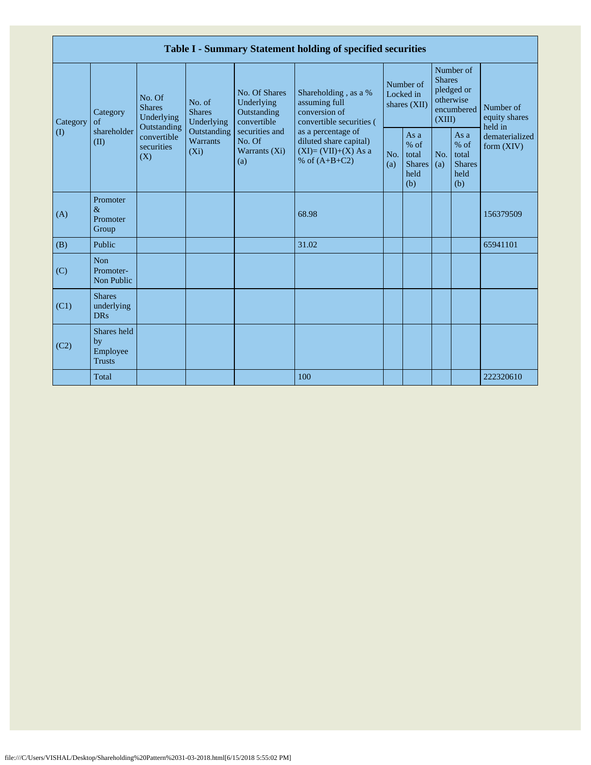| Table I - Summary Statement holding of specified securities | | | | | | | | | | |
|---|---|---|---|---|---|---|---|---|---|---|
| Category (I) | Category of shareholder (II) | No. Of Shares Underlying Outstanding convertible securities (X) | No. of Shares Underlying Outstanding Warrants (Xi) | No. Of Shares Underlying Outstanding convertible securities and No. Of Warrants (Xi) (a) | Shareholding , as a % assuming full conversion of convertible securities ( as a percentage of diluted share capital) (XI)= (VII)+(X) As a % of (A+B+C2) | Number of Locked in shares (XII) | | Number of Shares pledged or otherwise encumbered (XIII) | | Number of equity shares held in dematerialized form (XIV) |
| | | | | | | No. (a) | As a % of total Shares held (b) | No. (a) | As a % of total Shares held (b) | |
| (A) | Promoter & Promoter Group | | | | 68.98 | | | | | 156379509 |
| (B) | Public | | | | 31.02 | | | | | 65941101 |
| (C) | Non Promoter- Non Public | | | | | | | | | |
| (C1) | Shares underlying DRs | | | | | | | | | |
| (C2) | Shares held by Employee Trusts | | | | | | | | | |
| | Total | | | | 100 | | | | | 222320610 |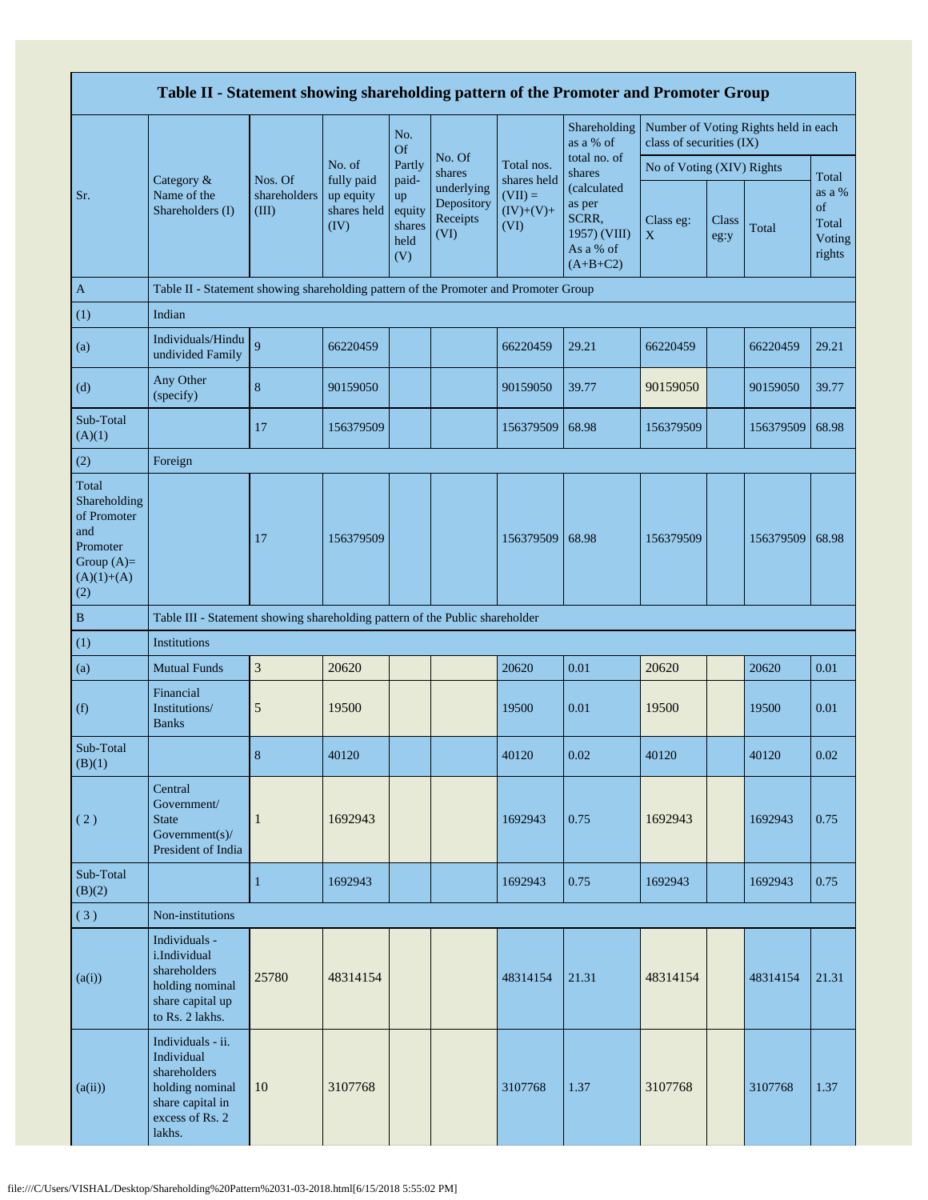| Table II - Statement showing shareholding pattern of the Promoter and Promoter Group | | | | | | | | | | | |
|---|---|---|---|---|---|---|---|---|---|---|---|
| Sr. | Category & Name of the Shareholders (I) | Nos. Of shareholders (III) | No. of fully paid up equity shares held (IV) | No. Of Partly paid-up equity shares held (V) | No. Of shares underlying Depository Receipts (VI) | Total nos. shares held (VII) = (IV)+(V)+ (VI) | Shareholding as a % of total no. of shares (calculated as per SCRR, 1957) (VIII) As a % of (A+B+C2) | Number of Voting Rights held in each class of securities (IX) | | | |
| | | | | | | | | No of Voting (XIV) Rights | | | Total as a % of Total Voting rights |
| | | | | | | | | Class eg: X | Class eg:y | Total | |
| A | Table II - Statement showing shareholding pattern of the Promoter and Promoter Group | | | | | | | | | | |
| (1) | Indian | | | | | | | | | | |
| (a) | Individuals/Hindu undivided Family | 9 | 66220459 | | | 66220459 | 29.21 | 66220459 | | 66220459 | 29.21 |
| (d) | Any Other (specify) | 8 | 90159050 | | | 90159050 | 39.77 | 90159050 | | 90159050 | 39.77 |
| Sub-Total (A)(1) | | 17 | 156379509 | | | 156379509 | 68.98 | 156379509 | | 156379509 | 68.98 |
| (2) | Foreign | | | | | | | | | | |
| Total Shareholding of Promoter and Promoter Group (A)=(A)(1)+(A)(2) | | 17 | 156379509 | | | 156379509 | 68.98 | 156379509 | | 156379509 | 68.98 |
| B | Table III - Statement showing shareholding pattern of the Public shareholder | | | | | | | | | | |
| (1) | Institutions | | | | | | | | | | |
| (a) | Mutual Funds | 3 | 20620 | | | 20620 | 0.01 | 20620 | | 20620 | 0.01 |
| (f) | Financial Institutions/ Banks | 5 | 19500 | | | 19500 | 0.01 | 19500 | | 19500 | 0.01 |
| Sub-Total (B)(1) | | 8 | 40120 | | | 40120 | 0.02 | 40120 | | 40120 | 0.02 |
| ( 2 ) | Central Government/ State Government(s)/ President of India | 1 | 1692943 | | | 1692943 | 0.75 | 1692943 | | 1692943 | 0.75 |
| Sub-Total (B)(2) | | 1 | 1692943 | | | 1692943 | 0.75 | 1692943 | | 1692943 | 0.75 |
| ( 3 ) | Non-institutions | | | | | | | | | | |
| (a(i)) | Individuals - i.Individual shareholders holding nominal share capital up to Rs. 2 lakhs. | 25780 | 48314154 | | | 48314154 | 21.31 | 48314154 | | 48314154 | 21.31 |
| (a(ii)) | Individuals - ii. Individual shareholders holding nominal share capital in excess of Rs. 2 lakhs. | 10 | 3107768 | | | 3107768 | 1.37 | 3107768 | | 3107768 | 1.37 |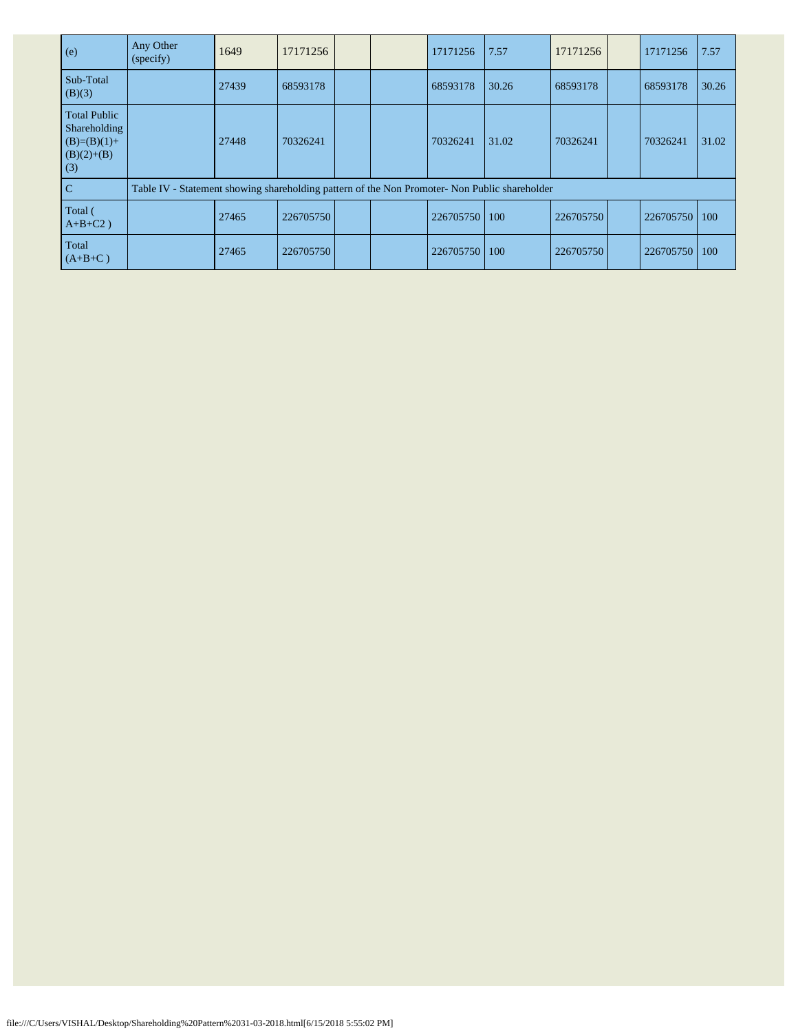| | | | | | | | | | | | |
|---|---|---|---|---|---|---|---|---|---|---|---|
| (e) | Any Other (specify) | 1649 | 17171256 | | | 17171256 | 7.57 | 17171256 | | 17171256 | 7.57 |
| Sub-Total (B)(3) | | 27439 | 68593178 | | | 68593178 | 30.26 | 68593178 | | 68593178 | 30.26 |
| Total Public Shareholding (B)=(B)(1)+(B)(2)+(B)(3) | | 27448 | 70326241 | | | 70326241 | 31.02 | 70326241 | | 70326241 | 31.02 |
| C | Table IV - Statement showing shareholding pattern of the Non Promoter- Non Public shareholder | | | | | | | | | | |
| Total ( A+B+C2 ) | | 27465 | 226705750 | | | 226705750 | 100 | 226705750 | | 226705750 | 100 |
| Total (A+B+C ) | | 27465 | 226705750 | | | 226705750 | 100 | 226705750 | | 226705750 | 100 |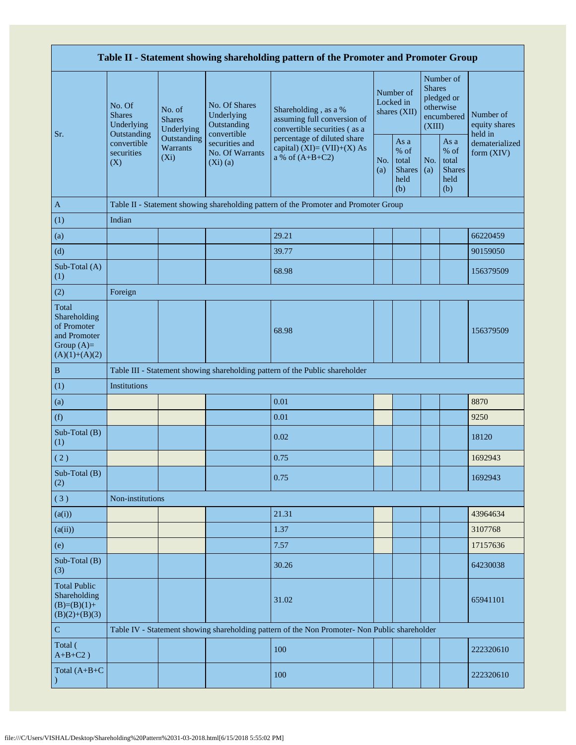| Table II - Statement showing shareholding pattern of the Promoter and Promoter Group | | | | | | | | | |
|---|---|---|---|---|---|---|---|---|---|
| Sr. | No. Of Shares Underlying Outstanding convertible securities (X) | No. of Shares Underlying Outstanding Warrants (Xi) | No. Of Shares Underlying Outstanding convertible securities and No. Of Warrants (Xi) (a) | Shareholding , as a % assuming full conversion of convertible securities ( as a percentage of diluted share capital) (XI)= (VII)+(X) As a % of (A+B+C2) | Number of Locked in shares (XII) | | Number of Shares pledged or otherwise encumbered (XIII) | | Number of equity shares held in dematerialized form (XIV) |
| | | | | | No. (a) | As a % of total Shares held (b) | No. (a) | As a % of total Shares held (b) | |
| A | Table II - Statement showing shareholding pattern of the Promoter and Promoter Group | | | | | | | | |
| (1) | Indian | | | | | | | | |
| (a) | | | | 29.21 | | | | | 66220459 |
| (d) | | | | 39.77 | | | | | 90159050 |
| Sub-Total (A) (1) | | | | 68.98 | | | | | 156379509 |
| (2) | Foreign | | | | | | | | |
| Total Shareholding of Promoter and Promoter Group (A)= (A)(1)+(A)(2) | | | | 68.98 | | | | | 156379509 |
| B | Table III - Statement showing shareholding pattern of the Public shareholder | | | | | | | | |
| (1) | Institutions | | | | | | | | |
| (a) | | | | 0.01 | | | | | 8870 |
| (f) | | | | 0.01 | | | | | 9250 |
| Sub-Total (B) (1) | | | | 0.02 | | | | | 18120 |
| ( 2 ) | | | | 0.75 | | | | | 1692943 |
| Sub-Total (B) (2) | | | | 0.75 | | | | | 1692943 |
| ( 3 ) | Non-institutions | | | | | | | | |
| (a(i)) | | | | 21.31 | | | | | 43964634 |
| (a(ii)) | | | | 1.37 | | | | | 3107768 |
| (e) | | | | 7.57 | | | | | 17157636 |
| Sub-Total (B) (3) | | | | 30.26 | | | | | 64230038 |
| Total Public Shareholding (B)=(B)(1)+ (B)(2)+(B)(3) | | | | 31.02 | | | | | 65941101 |
| C | Table IV - Statement showing shareholding pattern of the Non Promoter- Non Public shareholder | | | | | | | | |
| Total ( A+B+C2 ) | | | | 100 | | | | | 222320610 |
| Total (A+B+C ) | | | | 100 | | | | | 222320610 |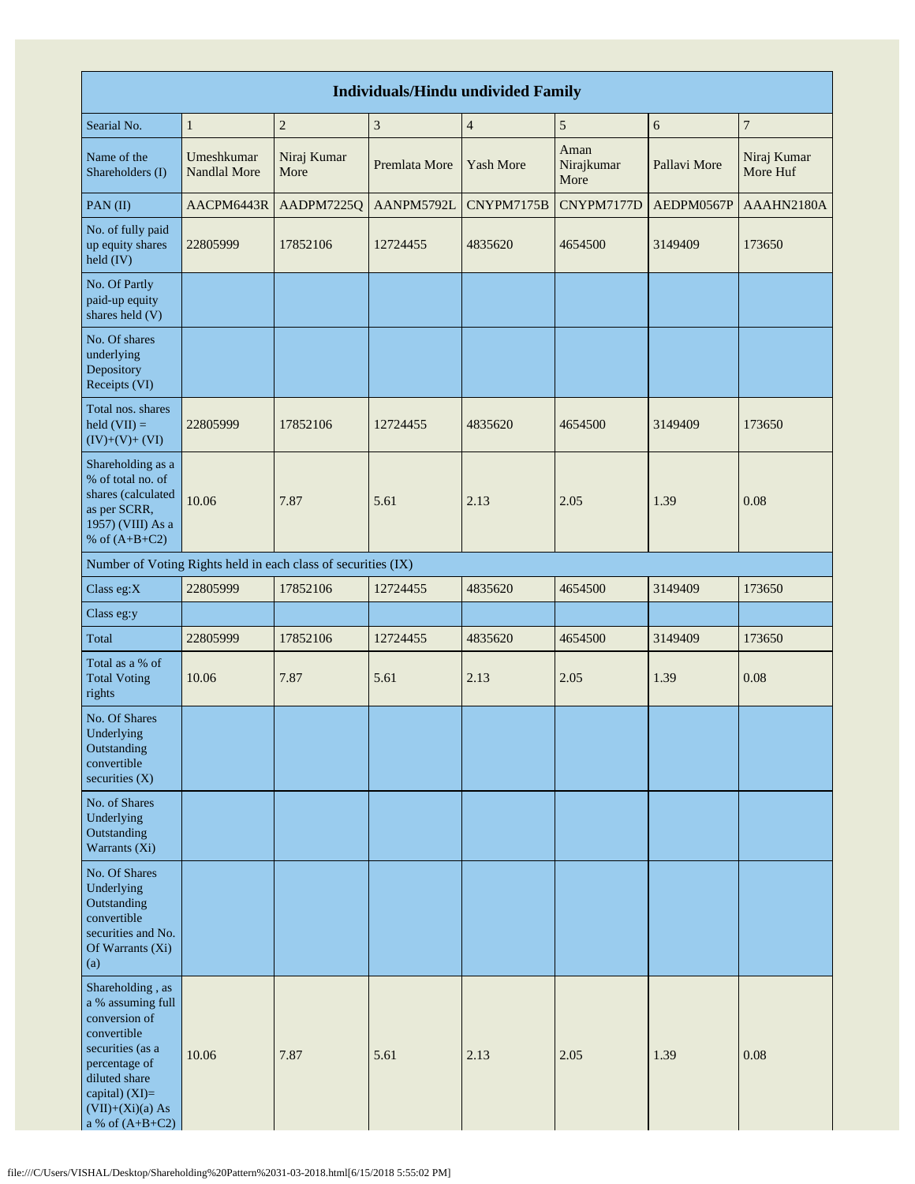| Individuals/Hindu undivided Family | | | | | | | |
|---|---|---|---|---|---|---|---|
| Searial No. | 1 | 2 | 3 | 4 | 5 | 6 | 7 |
| Name of the Shareholders (I) | Umeshkumar Nandlal More | Niraj Kumar More | Premlata More | Yash More | Aman Nirajkumar More | Pallavi More | Niraj Kumar More Huf |
| PAN (II) | AACPM6443R | AADPM7225Q | AANPM5792L | CNYPM7175B | CNYPM7177D | AEDPM0567P | AAAHN2180A |
| No. of fully paid up equity shares held (IV) | 22805999 | 17852106 | 12724455 | 4835620 | 4654500 | 3149409 | 173650 |
| No. Of Partly paid-up equity shares held (V) | | | | | | | |
| No. Of shares underlying Depository Receipts (VI) | | | | | | | |
| Total nos. shares held (VII) = (IV)+(V)+ (VI) | 22805999 | 17852106 | 12724455 | 4835620 | 4654500 | 3149409 | 173650 |
| Shareholding as a % of total no. of shares (calculated as per SCRR, 1957) (VIII) As a % of (A+B+C2) | 10.06 | 7.87 | 5.61 | 2.13 | 2.05 | 1.39 | 0.08 |
| Number of Voting Rights held in each class of securities (IX) | | | | | | | |
| Class eg:X | 22805999 | 17852106 | 12724455 | 4835620 | 4654500 | 3149409 | 173650 |
| Class eg:y | | | | | | | |
| Total | 22805999 | 17852106 | 12724455 | 4835620 | 4654500 | 3149409 | 173650 |
| Total as a % of Total Voting rights | 10.06 | 7.87 | 5.61 | 2.13 | 2.05 | 1.39 | 0.08 |
| No. Of Shares Underlying Outstanding convertible securities (X) | | | | | | | |
| No. of Shares Underlying Outstanding Warrants (Xi) | | | | | | | |
| No. Of Shares Underlying Outstanding convertible securities and No. Of Warrants (Xi) (a) | | | | | | | |
| Shareholding , as a % assuming full conversion of convertible securities (as a percentage of diluted share capital) (XI)= (VII)+(Xi)(a) As a % of (A+B+C2) | 10.06 | 7.87 | 5.61 | 2.13 | 2.05 | 1.39 | 0.08 |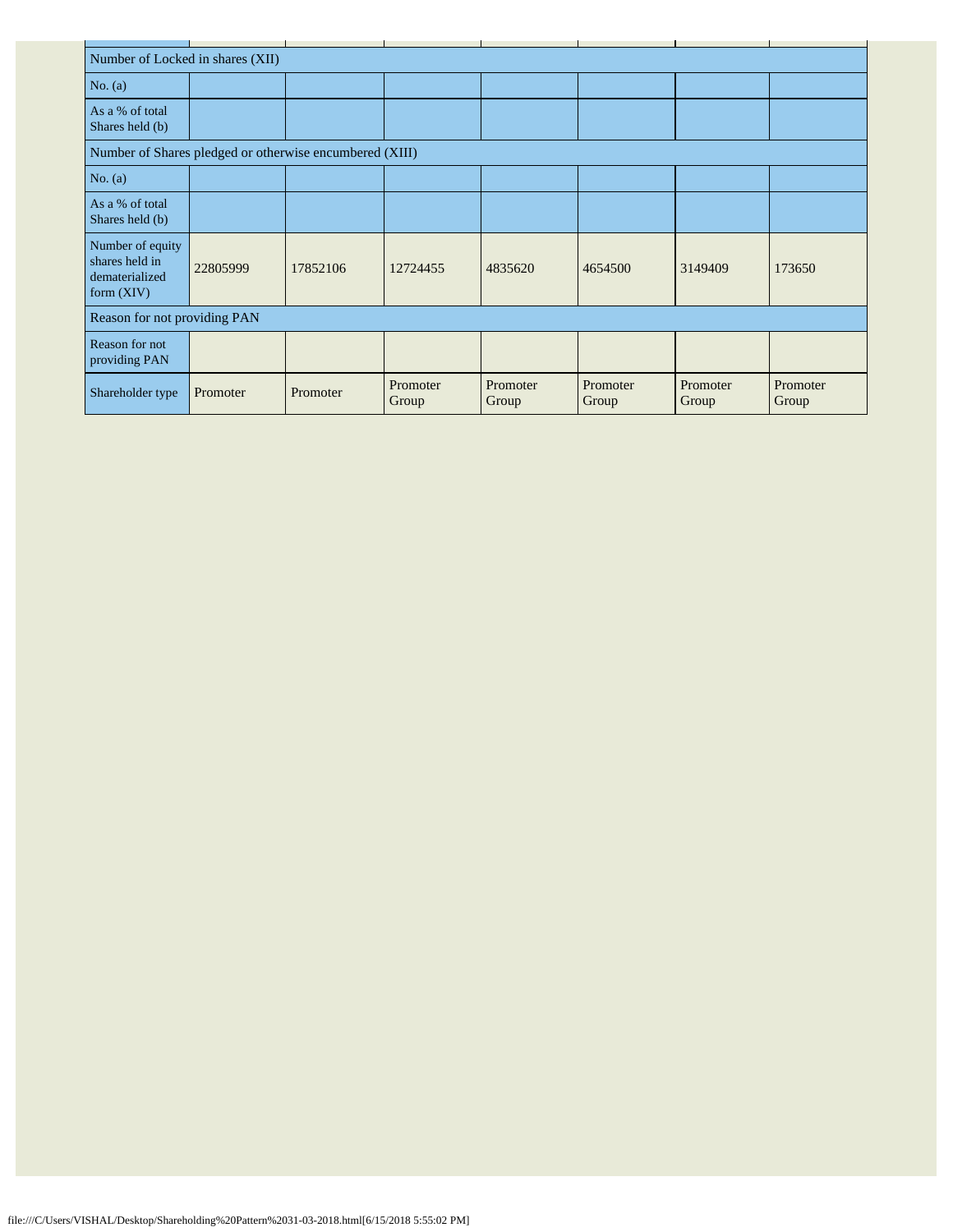| | | | | | | | |
|---|---|---|---|---|---|---|---|
| Number of Locked in shares (XII) | | | | | | | |
| No. (a) | | | | | | | |
| As a % of total Shares held (b) | | | | | | | |
| Number of Shares pledged or otherwise encumbered (XIII) | | | | | | | |
| No. (a) | | | | | | | |
| As a % of total Shares held (b) | | | | | | | |
| Number of equity shares held in dematerialized form (XIV) | 22805999 | 17852106 | 12724455 | 4835620 | 4654500 | 3149409 | 173650 |
| Reason for not providing PAN | | | | | | | |
| Reason for not providing PAN | | | | | | | |
| Shareholder type | Promoter | Promoter | Promoter Group | Promoter Group | Promoter Group | Promoter Group | Promoter Group |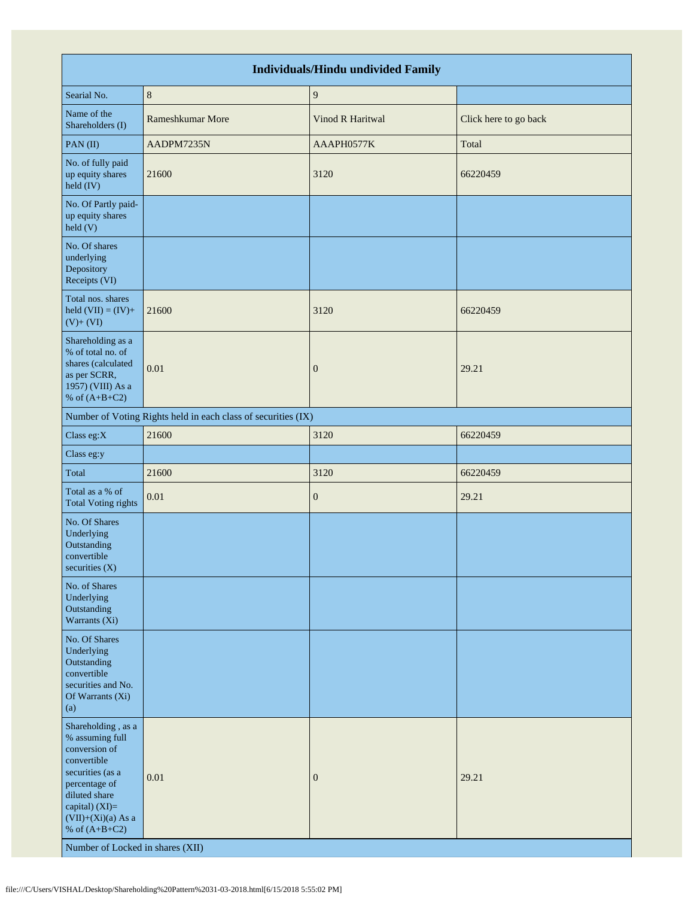| Individuals/Hindu undivided Family | | | |
|---|---|---|---|
| Searial No. | 8 | 9 | |
| Name of the Shareholders (I) | Rameshkumar More | Vinod R Haritwal | Click here to go back |
| PAN (II) | AADPM7235N | AAAPH0577K | Total |
| No. of fully paid up equity shares held (IV) | 21600 | 3120 | 66220459 |
| No. Of Partly paid-up equity shares held (V) | | | |
| No. Of shares underlying Depository Receipts (VI) | | | |
| Total nos. shares held (VII) = (IV)+(V)+ (VI) | 21600 | 3120 | 66220459 |
| Shareholding as a % of total no. of shares (calculated as per SCRR, 1957) (VIII) As a % of (A+B+C2) | 0.01 | 0 | 29.21 |
| Number of Voting Rights held in each class of securities (IX) | | | |
| Class eg:X | 21600 | 3120 | 66220459 |
| Class eg:y | | | |
| Total | 21600 | 3120 | 66220459 |
| Total as a % of Total Voting rights | 0.01 | 0 | 29.21 |
| No. Of Shares Underlying Outstanding convertible securities (X) | | | |
| No. of Shares Underlying Outstanding Warrants (Xi) | | | |
| No. Of Shares Underlying Outstanding convertible securities and No. Of Warrants (Xi) (a) | | | |
| Shareholding , as a % assuming full conversion of convertible securities (as a percentage of diluted share capital) (XI)= (VII)+(Xi)(a) As a % of (A+B+C2) | 0.01 | 0 | 29.21 |
| Number of Locked in shares (XII) | | | |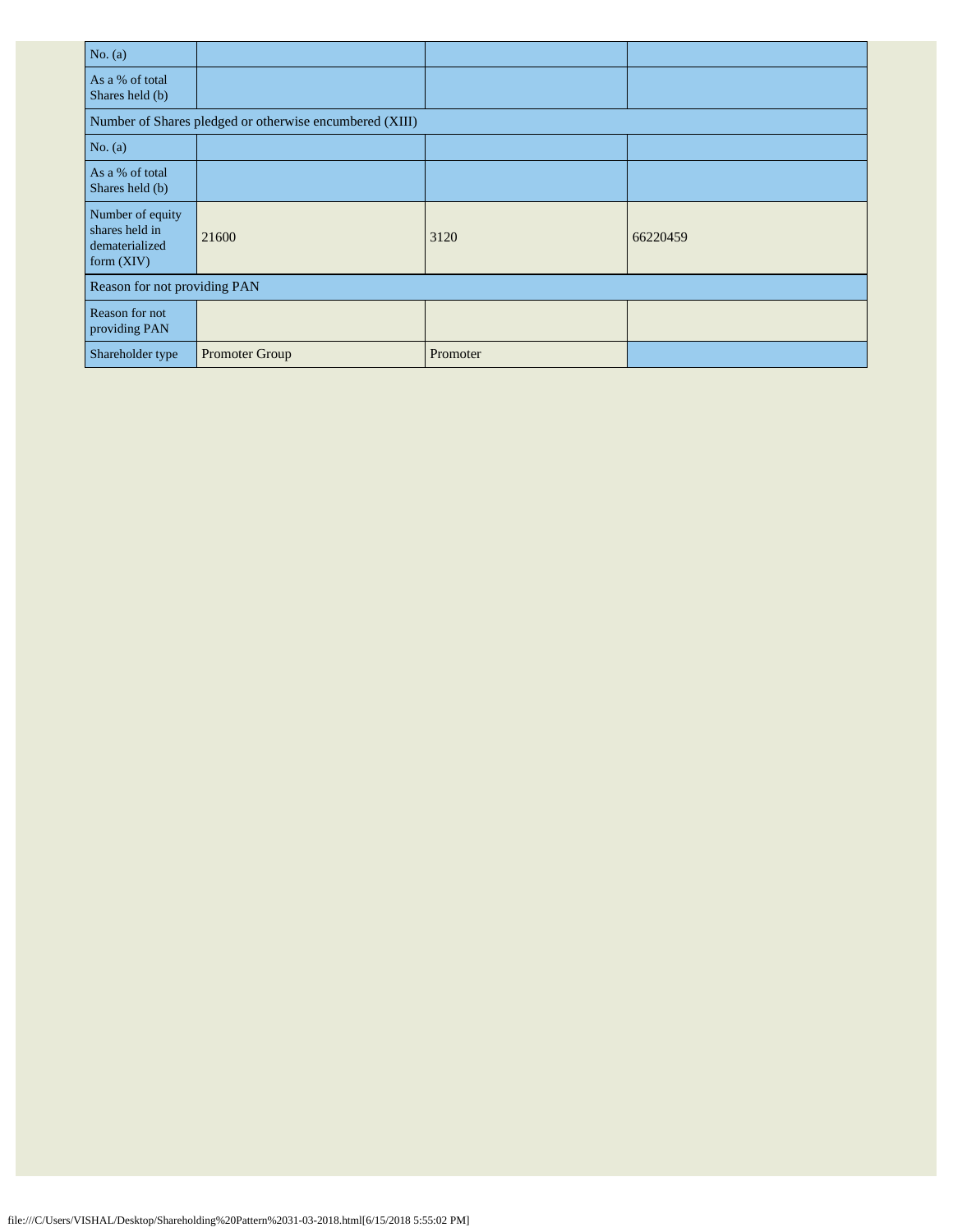| No. (a) | | | |
|---|---|---|---|
| As a % of total Shares held (b) | | | |
| Number of Shares pledged or otherwise encumbered (XIII) | | | |
| No. (a) | | | |
| As a % of total Shares held (b) | | | |
| Number of equity shares held in dematerialized form (XIV) | 21600 | 3120 | 66220459 |
| Reason for not providing PAN | | | |
| Reason for not providing PAN | | | |
| Shareholder type | Promoter Group | Promoter | |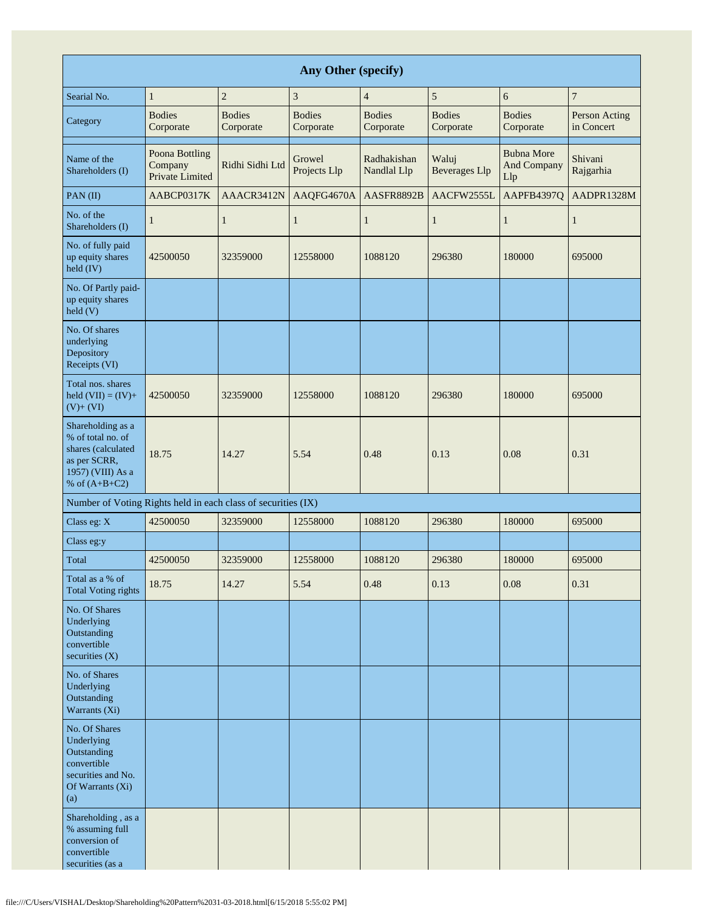| Any Other (specify) | | | | | | | |
|---|---|---|---|---|---|---|---|
| Searial No. | 1 | 2 | 3 | 4 | 5 | 6 | 7 |
| Category | Bodies Corporate | Bodies Corporate | Bodies Corporate | Bodies Corporate | Bodies Corporate | Bodies Corporate | Person Acting in Concert |
| Name of the Shareholders (I) | Poona Bottling Company Private Limited | Ridhi Sidhi Ltd | Growel Projects Llp | Radhakishan Nandlal Llp | Waluj Beverages Llp | Bubna More And Company Llp | Shivani Rajgarhia |
| PAN (II) | AABCP0317K | AAACR3412N | AAQFG4670A | AASFR8892B | AACFW2555L | AAPFB4397Q | AADPR1328M |
| No. of the Shareholders (I) | 1 | 1 | 1 | 1 | 1 | 1 | 1 |
| No. of fully paid up equity shares held (IV) | 42500050 | 32359000 | 12558000 | 1088120 | 296380 | 180000 | 695000 |
| No. Of Partly paid-up equity shares held (V) | | | | | | | |
| No. Of shares underlying Depository Receipts (VI) | | | | | | | |
| Total nos. shares held (VII) = (IV)+ (V)+ (VI) | 42500050 | 32359000 | 12558000 | 1088120 | 296380 | 180000 | 695000 |
| Shareholding as a % of total no. of shares (calculated as per SCRR, 1957) (VIII) As a % of (A+B+C2) | 18.75 | 14.27 | 5.54 | 0.48 | 0.13 | 0.08 | 0.31 |
| Number of Voting Rights held in each class of securities (IX) | | | | | | | |
| Class eg: X | 42500050 | 32359000 | 12558000 | 1088120 | 296380 | 180000 | 695000 |
| Class eg:y | | | | | | | |
| Total | 42500050 | 32359000 | 12558000 | 1088120 | 296380 | 180000 | 695000 |
| Total as a % of Total Voting rights | 18.75 | 14.27 | 5.54 | 0.48 | 0.13 | 0.08 | 0.31 |
| No. Of Shares Underlying Outstanding convertible securities (X) | | | | | | | |
| No. of Shares Underlying Outstanding Warrants (Xi) | | | | | | | |
| No. Of Shares Underlying Outstanding convertible securities and No. Of Warrants (Xi) (a) | | | | | | | |
| Shareholding , as a % assuming full conversion of convertible securities (as a | | | | | | | |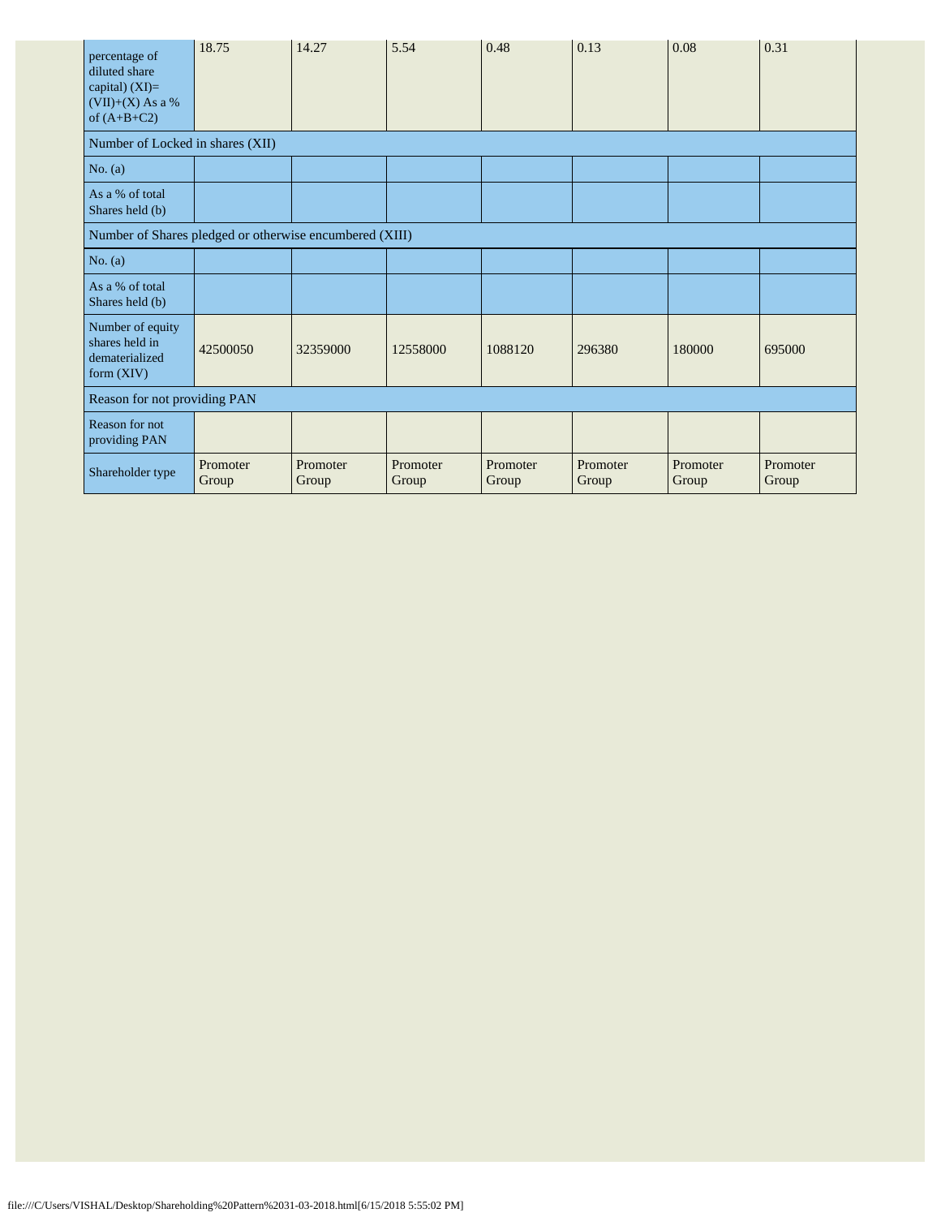| percentage of diluted share capital) (XI)= (VII)+(X) As a % of (A+B+C2) | 18.75 | 14.27 | 5.54 | 0.48 | 0.13 | 0.08 | 0.31 |
|---|---|---|---|---|---|---|---|
| Number of Locked in shares (XII) | | | | | | | |
| No. (a) | | | | | | | |
| As a % of total Shares held (b) | | | | | | | |
| Number of Shares pledged or otherwise encumbered (XIII) | | | | | | | |
| No. (a) | | | | | | | |
| As a % of total Shares held (b) | | | | | | | |
| Number of equity shares held in dematerialized form (XIV) | 42500050 | 32359000 | 12558000 | 1088120 | 296380 | 180000 | 695000 |
| Reason for not providing PAN | | | | | | | |
| Reason for not providing PAN | | | | | | | |
| Shareholder type | Promoter Group | Promoter Group | Promoter Group | Promoter Group | Promoter Group | Promoter Group | Promoter Group |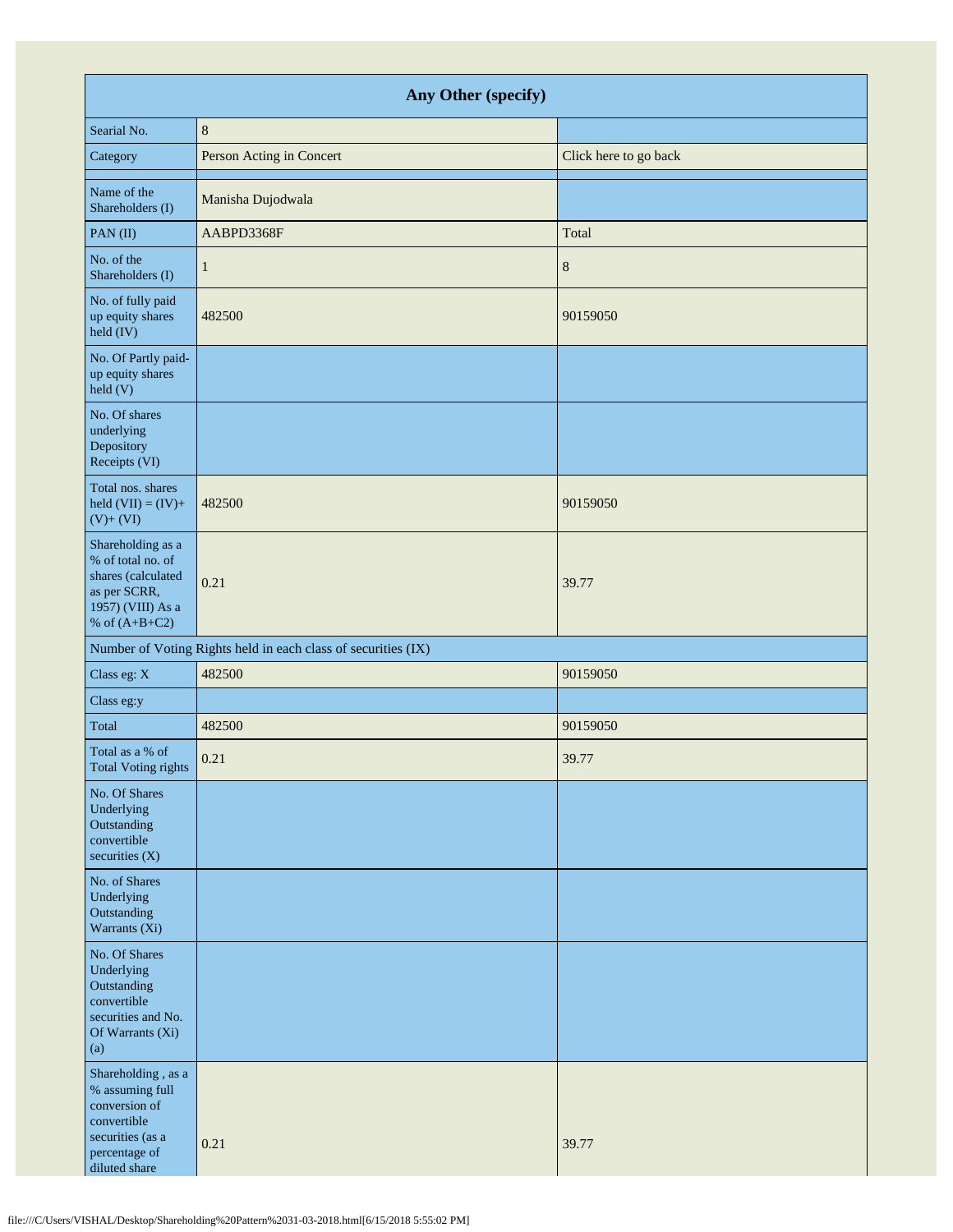| Any Other (specify) | | |
|---|---|---|
| Searial No. | 8 | |
| Category | Person Acting in Concert | Click here to go back |
| Name of the Shareholders (I) | Manisha Dujodwala | |
| PAN (II) | AABPD3368F | Total |
| No. of the Shareholders (I) | 1 | 8 |
| No. of fully paid up equity shares held (IV) | 482500 | 90159050 |
| No. Of Partly paid-up equity shares held (V) | | |
| No. Of shares underlying Depository Receipts (VI) | | |
| Total nos. shares held (VII) = (IV)+ (V)+ (VI) | 482500 | 90159050 |
| Shareholding as a % of total no. of shares (calculated as per SCRR, 1957) (VIII) As a % of (A+B+C2) | 0.21 | 39.77 |
| Number of Voting Rights held in each class of securities (IX) | | |
| Class eg: X | 482500 | 90159050 |
| Class eg:y | | |
| Total | 482500 | 90159050 |
| Total as a % of Total Voting rights | 0.21 | 39.77 |
| No. Of Shares Underlying Outstanding convertible securities (X) | | |
| No. of Shares Underlying Outstanding Warrants (Xi) | | |
| No. Of Shares Underlying Outstanding convertible securities and No. Of Warrants (Xi) (a) | | |
| Shareholding , as a % assuming full conversion of convertible securities (as a percentage of diluted share | 0.21 | 39.77 |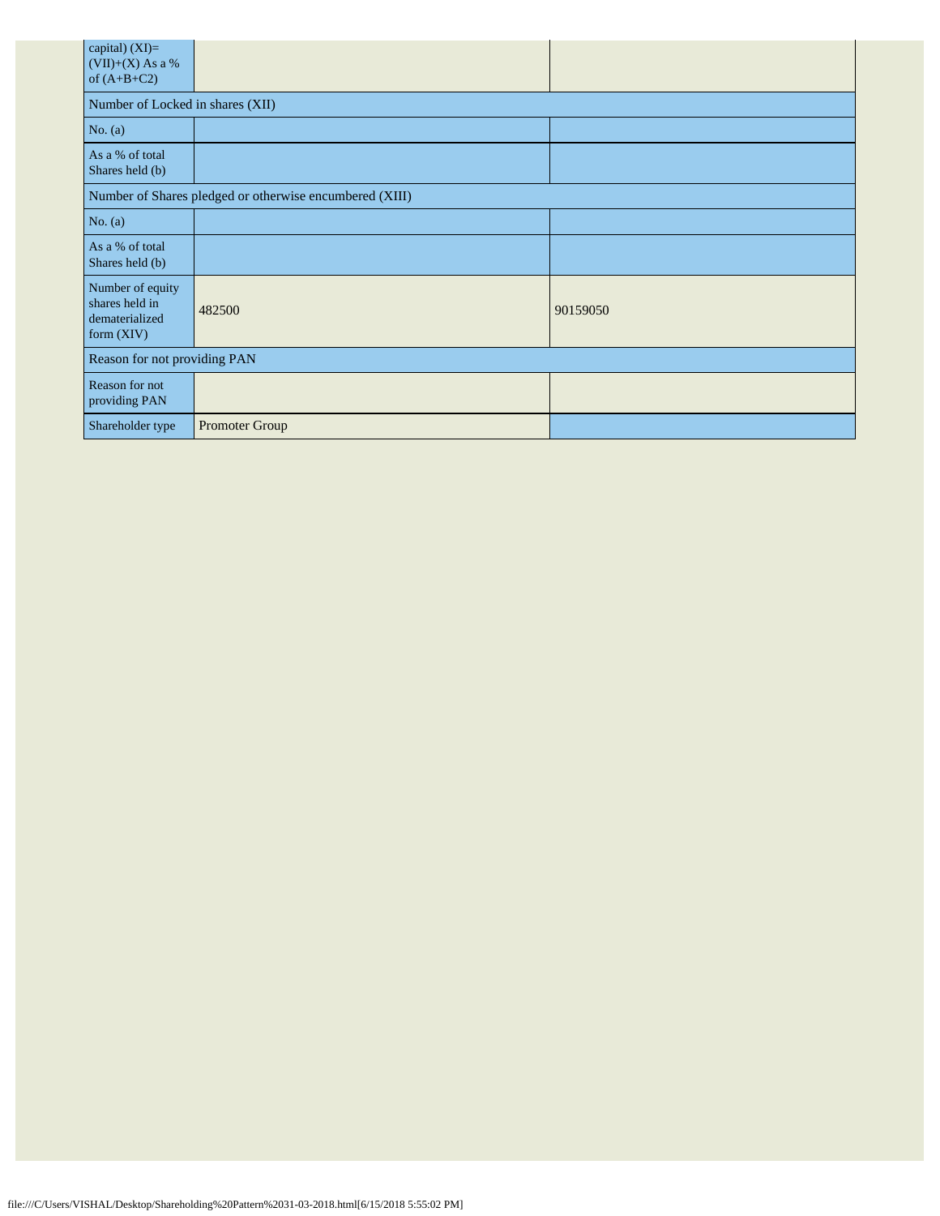| capital) (XI)= (VII)+(X) As a % of (A+B+C2) | | |
|---|---|---|
| Number of Locked in shares (XII) | | |
| No. (a) | | |
| As a % of total Shares held (b) | | |
| Number of Shares pledged or otherwise encumbered (XIII) | | |
| No. (a) | | |
| As a % of total Shares held (b) | | |
| Number of equity shares held in dematerialized form (XIV) | 482500 | 90159050 |
| Reason for not providing PAN | | |
| Reason for not providing PAN | | |
| Shareholder type | Promoter Group | |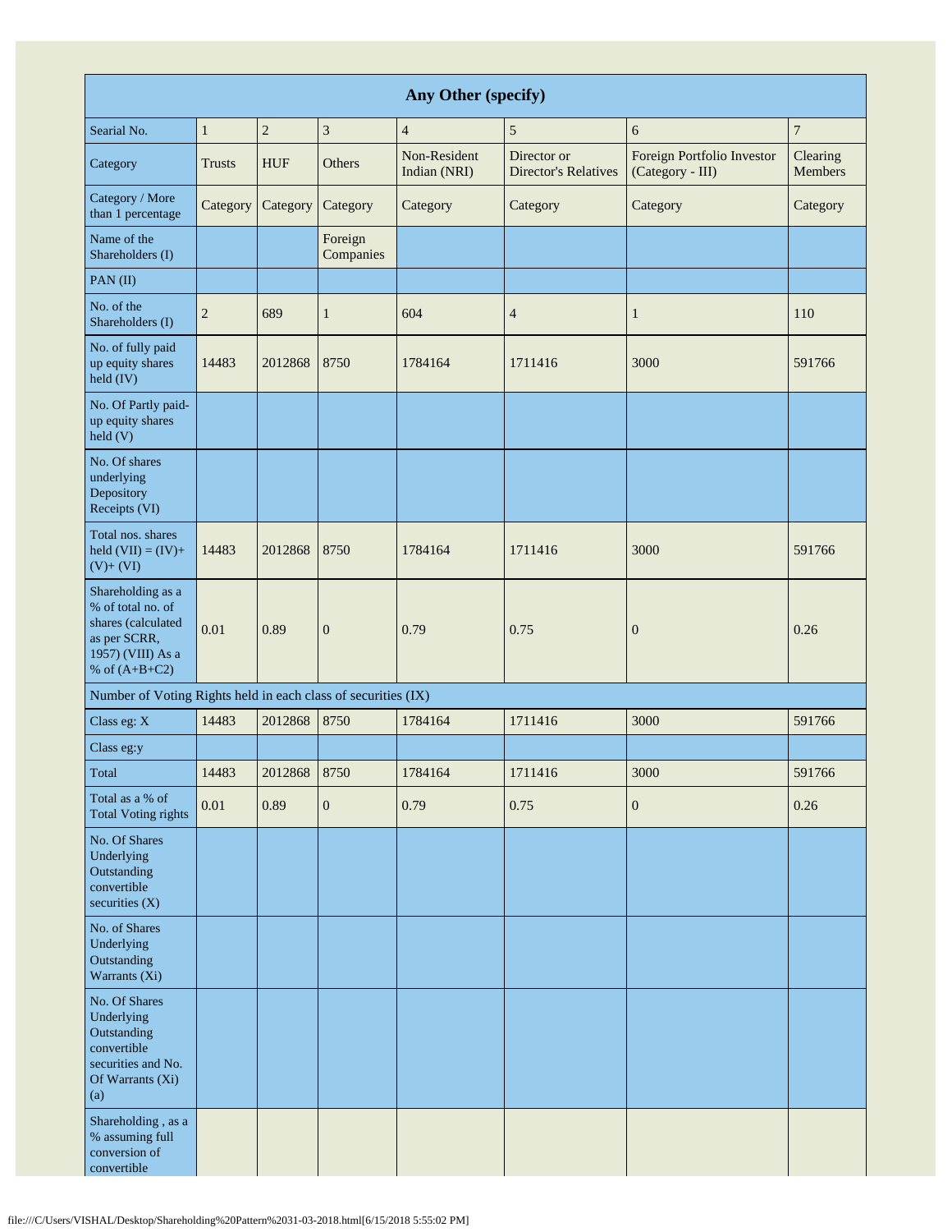| Any Other (specify) | | | | | | | |
|---|---|---|---|---|---|---|---|
| Searial No. | 1 | 2 | 3 | 4 | 5 | 6 | 7 |
| Category | Trusts | HUF | Others | Non-Resident Indian (NRI) | Director or Director's Relatives | Foreign Portfolio Investor (Category - III) | Clearing Members |
| Category / More than 1 percentage | Category | Category | Category | Category | Category | Category | Category |
| Name of the Shareholders (I) | | | Foreign Companies | | | | |
| PAN (II) | | | | | | | |
| No. of the Shareholders (I) | 2 | 689 | 1 | 604 | 4 | 1 | 110 |
| No. of fully paid up equity shares held (IV) | 14483 | 2012868 | 8750 | 1784164 | 1711416 | 3000 | 591766 |
| No. Of Partly paid-up equity shares held (V) | | | | | | | |
| No. Of shares underlying Depository Receipts (VI) | | | | | | | |
| Total nos. shares held (VII) = (IV)+ (V)+ (VI) | 14483 | 2012868 | 8750 | 1784164 | 1711416 | 3000 | 591766 |
| Shareholding as a % of total no. of shares (calculated as per SCRR, 1957) (VIII) As a % of (A+B+C2) | 0.01 | 0.89 | 0 | 0.79 | 0.75 | 0 | 0.26 |
| Number of Voting Rights held in each class of securities (IX) | | | | | | | |
| Class eg: X | 14483 | 2012868 | 8750 | 1784164 | 1711416 | 3000 | 591766 |
| Class eg:y | | | | | | | |
| Total | 14483 | 2012868 | 8750 | 1784164 | 1711416 | 3000 | 591766 |
| Total as a % of Total Voting rights | 0.01 | 0.89 | 0 | 0.79 | 0.75 | 0 | 0.26 |
| No. Of Shares Underlying Outstanding convertible securities (X) | | | | | | | |
| No. of Shares Underlying Outstanding Warrants (Xi) | | | | | | | |
| No. Of Shares Underlying Outstanding convertible securities and No. Of Warrants (Xi) (a) | | | | | | | |
| Shareholding , as a % assuming full conversion of convertible | | | | | | | |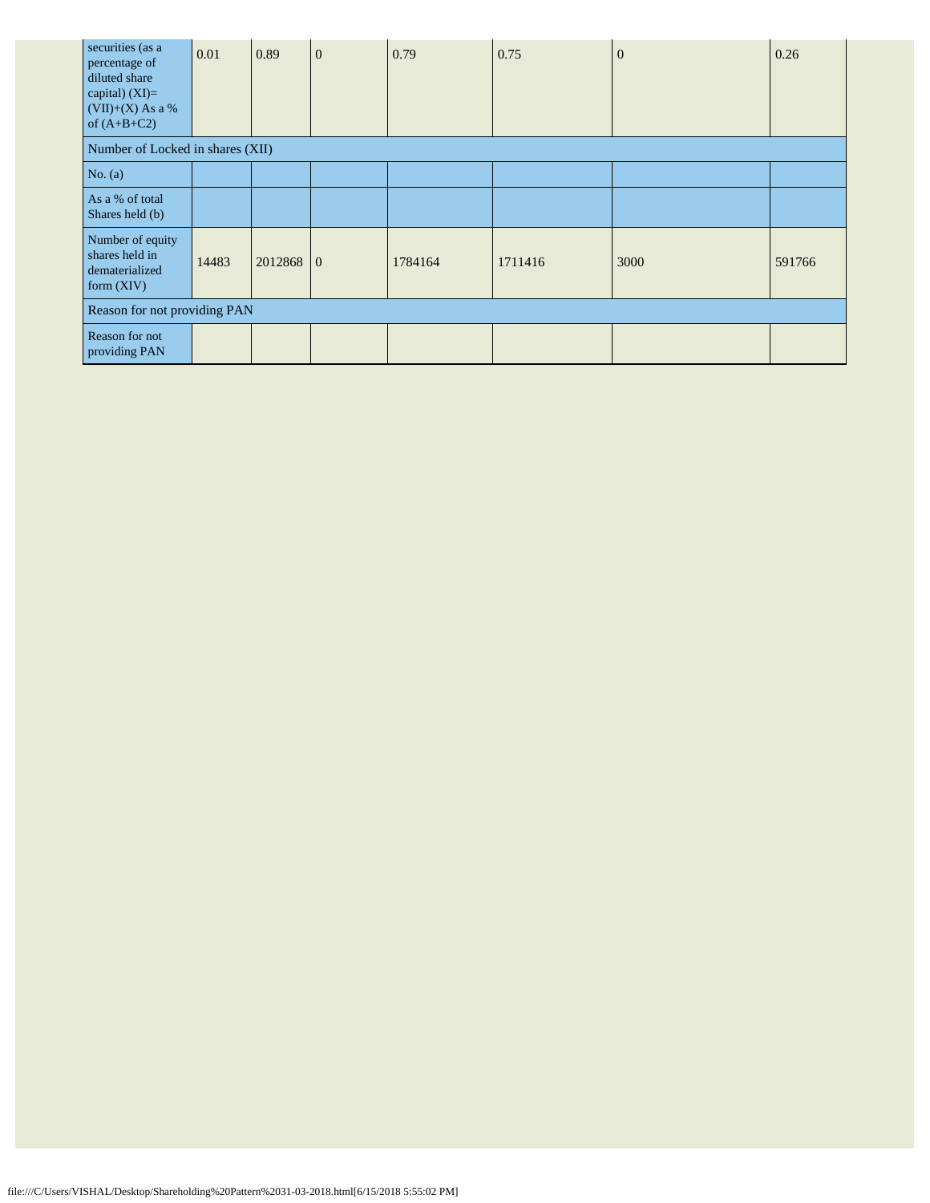| securities (as a percentage of diluted share capital) (XI)= (VII)+(X) As a % of (A+B+C2) | 0.01 | 0.89 | 0 | 0.79 | 0.75 | 0 | 0.26 |
|---|---|---|---|---|---|---|---|
| Number of Locked in shares (XII) | | | | | | | |
| No. (a) | | | | | | | |
| As a % of total Shares held (b) | | | | | | | |
| Number of equity shares held in dematerialized form (XIV) | 14483 | 2012868 | 0 | 1784164 | 1711416 | 3000 | 591766 |
| Reason for not providing PAN | | | | | | | |
| Reason for not providing PAN | | | | | | | |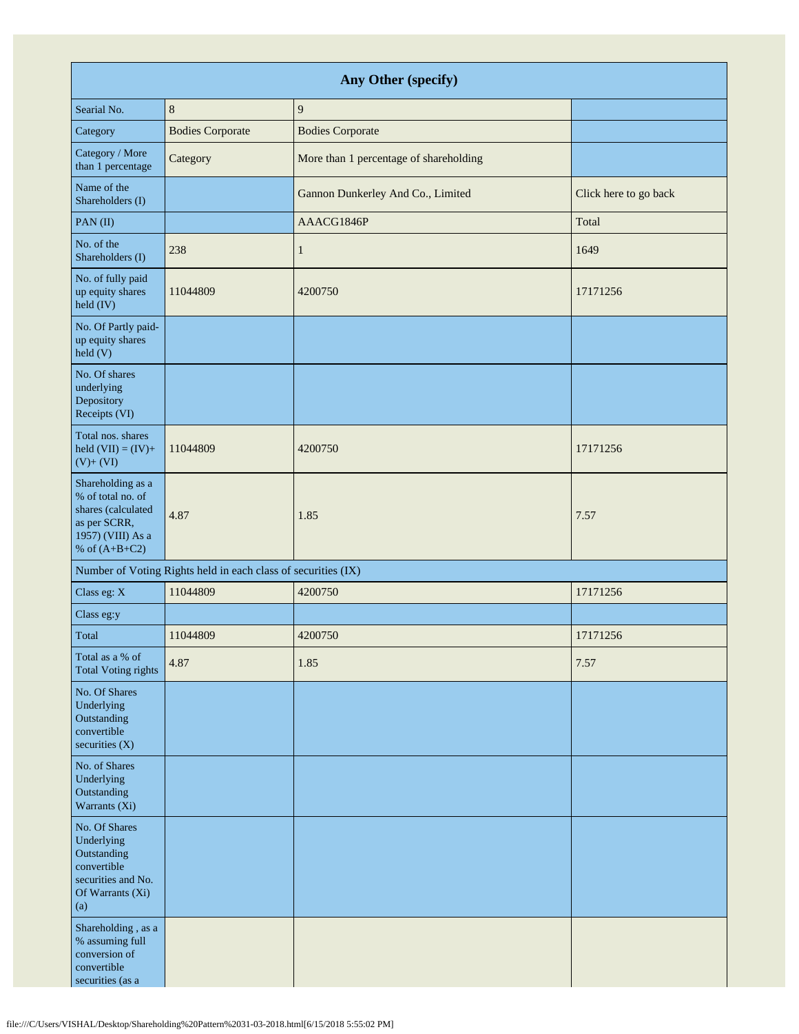| Any Other (specify) | | | |
|---|---|---|---|
| Searial No. | 8 | 9 | |
| Category | Bodies Corporate | Bodies Corporate | |
| Category / More than 1 percentage | Category | More than 1 percentage of shareholding | |
| Name of the Shareholders (I) | | Gannon Dunkerley And Co., Limited | Click here to go back |
| PAN (II) | | AAACG1846P | Total |
| No. of the Shareholders (I) | 238 | 1 | 1649 |
| No. of fully paid up equity shares held (IV) | 11044809 | 4200750 | 17171256 |
| No. Of Partly paid-up equity shares held (V) | | | |
| No. Of shares underlying Depository Receipts (VI) | | | |
| Total nos. shares held (VII) = (IV)+ (V)+ (VI) | 11044809 | 4200750 | 17171256 |
| Shareholding as a % of total no. of shares (calculated as per SCRR, 1957) (VIII) As a % of (A+B+C2) | 4.87 | 1.85 | 7.57 |
| Number of Voting Rights held in each class of securities (IX) | | | |
| Class eg: X | 11044809 | 4200750 | 17171256 |
| Class eg:y | | | |
| Total | 11044809 | 4200750 | 17171256 |
| Total as a % of Total Voting rights | 4.87 | 1.85 | 7.57 |
| No. Of Shares Underlying Outstanding convertible securities (X) | | | |
| No. of Shares Underlying Outstanding Warrants (Xi) | | | |
| No. Of Shares Underlying Outstanding convertible securities and No. Of Warrants (Xi) (a) | | | |
| Shareholding , as a % assuming full conversion of convertible securities (as a | | | |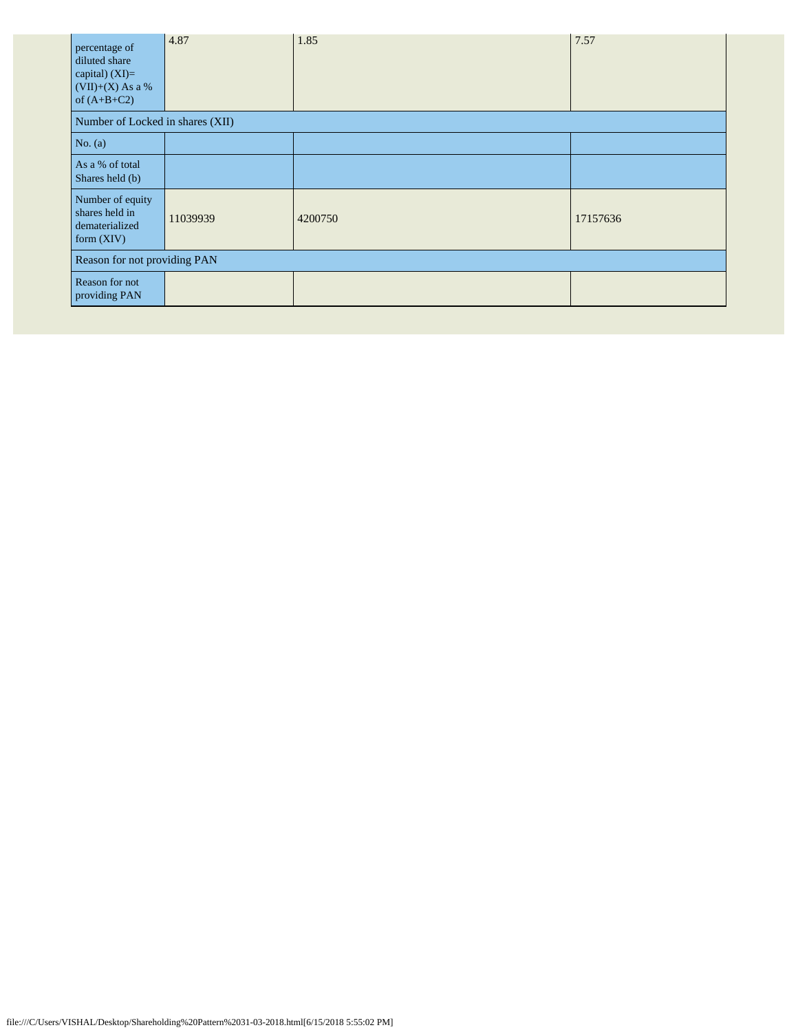| percentage of diluted share capital) (XI)= (VII)+(X) As a % of (A+B+C2) | 4.87 | 1.85 | 7.57 |
|---|---|---|---|
| Number of Locked in shares (XII) | | | |
| No. (a) | | | |
| As a % of total Shares held (b) | | | |
| Number of equity shares held in dematerialized form (XIV) | 11039939 | 4200750 | 17157636 |
| Reason for not providing PAN | | | |
| Reason for not providing PAN | | | |